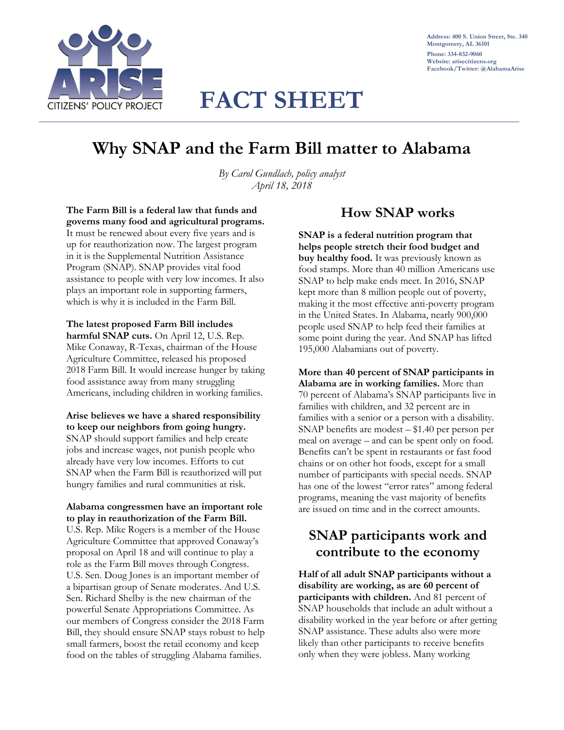ARISE CITIZENS' POLICY PROJECT

Address: 400 S. Union Street, Ste. 340
Montgomery, AL 36101
Phone: 334-832-9060
Website: arisecitizens.org
Facebook/Twitter: @AlabamaArise

# FACT SHEET

## Why SNAP and the Farm Bill matter to Alabama

*By Carol Gundlach, policy analyst*
*April 18, 2018*

**The Farm Bill is a federal law that funds and governs many food and agricultural programs.** It must be renewed about every five years and is up for reauthorization now. The largest program in it is the Supplemental Nutrition Assistance Program (SNAP). SNAP provides vital food assistance to people with very low incomes. It also plays an important role in supporting farmers, which is why it is included in the Farm Bill.

**The latest proposed Farm Bill includes harmful SNAP cuts.** On April 12, U.S. Rep. Mike Conaway, R-Texas, chairman of the House Agriculture Committee, released his proposed 2018 Farm Bill. It would increase hunger by taking food assistance away from many struggling Americans, including children in working families.

**Arise believes we have a shared responsibility to keep our neighbors from going hungry.** SNAP should support families and help create jobs and increase wages, not punish people who already have very low incomes. Efforts to cut SNAP when the Farm Bill is reauthorized will put hungry families and rural communities at risk.

**Alabama congressmen have an important role to play in reauthorization of the Farm Bill.** U.S. Rep. Mike Rogers is a member of the House Agriculture Committee that approved Conaway's proposal on April 18 and will continue to play a role as the Farm Bill moves through Congress. U.S. Sen. Doug Jones is an important member of a bipartisan group of Senate moderates. And U.S. Sen. Richard Shelby is the new chairman of the powerful Senate Appropriations Committee. As our members of Congress consider the 2018 Farm Bill, they should ensure SNAP stays robust to help small farmers, boost the retail economy and keep food on the tables of struggling Alabama families.

## How SNAP works

**SNAP is a federal nutrition program that helps people stretch their food budget and buy healthy food.** It was previously known as food stamps. More than 40 million Americans use SNAP to help make ends meet. In 2016, SNAP kept more than 8 million people out of poverty, making it the most effective anti-poverty program in the United States. In Alabama, nearly 900,000 people used SNAP to help feed their families at some point during the year. And SNAP has lifted 195,000 Alabamians out of poverty.

**More than 40 percent of SNAP participants in Alabama are in working families.** More than 70 percent of Alabama's SNAP participants live in families with children, and 32 percent are in families with a senior or a person with a disability. SNAP benefits are modest – $1.40 per person per meal on average – and can be spent only on food. Benefits can't be spent in restaurants or fast food chains or on other hot foods, except for a small number of participants with special needs. SNAP has one of the lowest "error rates" among federal programs, meaning the vast majority of benefits are issued on time and in the correct amounts.

## SNAP participants work and contribute to the economy

**Half of all adult SNAP participants without a disability are working, as are 60 percent of participants with children.** And 81 percent of SNAP households that include an adult without a disability worked in the year before or after getting SNAP assistance. These adults also were more likely than other participants to receive benefits only when they were jobless. Many working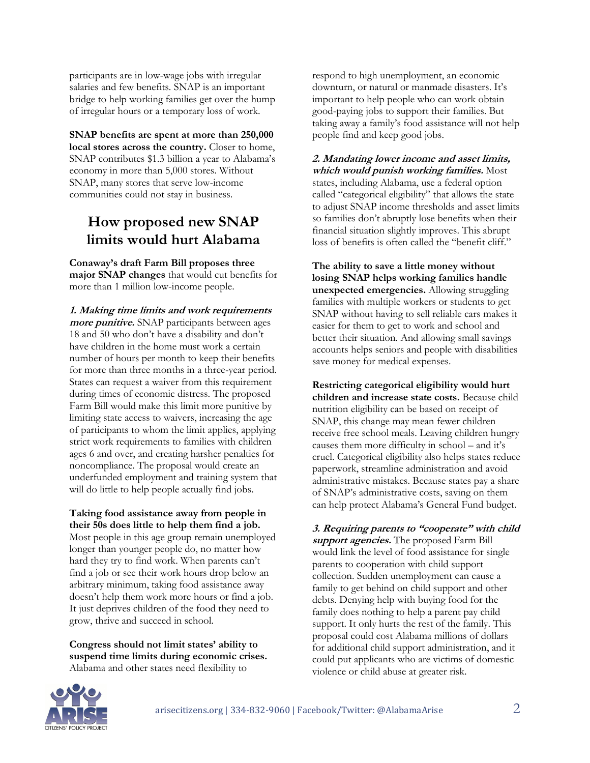participants are in low-wage jobs with irregular salaries and few benefits. SNAP is an important bridge to help working families get over the hump of irregular hours or a temporary loss of work.

**SNAP benefits are spent at more than 250,000 local stores across the country.** Closer to home, SNAP contributes $1.3 billion a year to Alabama's economy in more than 5,000 stores. Without SNAP, many stores that serve low-income communities could not stay in business.

## How proposed new SNAP limits would hurt Alabama

**Conaway's draft Farm Bill proposes three major SNAP changes** that would cut benefits for more than 1 million low-income people.

***1. Making time limits and work requirements more punitive.*** SNAP participants between ages 18 and 50 who don't have a disability and don't have children in the home must work a certain number of hours per month to keep their benefits for more than three months in a three-year period. States can request a waiver from this requirement during times of economic distress. The proposed Farm Bill would make this limit more punitive by limiting state access to waivers, increasing the age of participants to whom the limit applies, applying strict work requirements to families with children ages 6 and over, and creating harsher penalties for noncompliance. The proposal would create an underfunded employment and training system that will do little to help people actually find jobs.

**Taking food assistance away from people in their 50s does little to help them find a job.** Most people in this age group remain unemployed longer than younger people do, no matter how hard they try to find work. When parents can't find a job or see their work hours drop below an arbitrary minimum, taking food assistance away doesn't help them work more hours or find a job. It just deprives children of the food they need to grow, thrive and succeed in school.

**Congress should not limit states' ability to suspend time limits during economic crises.** Alabama and other states need flexibility to respond to high unemployment, an economic downturn, or natural or manmade disasters. It's important to help people who can work obtain good-paying jobs to support their families. But taking away a family's food assistance will not help people find and keep good jobs.

***2. Mandating lower income and asset limits, which would punish working families.*** Most states, including Alabama, use a federal option called "categorical eligibility" that allows the state to adjust SNAP income thresholds and asset limits so families don't abruptly lose benefits when their financial situation slightly improves. This abrupt loss of benefits is often called the "benefit cliff."

**The ability to save a little money without losing SNAP helps working families handle unexpected emergencies.** Allowing struggling families with multiple workers or students to get SNAP without having to sell reliable cars makes it easier for them to get to work and school and better their situation. And allowing small savings accounts helps seniors and people with disabilities save money for medical expenses.

**Restricting categorical eligibility would hurt children and increase state costs.** Because child nutrition eligibility can be based on receipt of SNAP, this change may mean fewer children receive free school meals. Leaving children hungry causes them more difficulty in school – and it's cruel. Categorical eligibility also helps states reduce paperwork, streamline administration and avoid administrative mistakes. Because states pay a share of SNAP's administrative costs, saving on them can help protect Alabama's General Fund budget.

***3. Requiring parents to "cooperate" with child support agencies.*** The proposed Farm Bill would link the level of food assistance for single parents to cooperation with child support collection. Sudden unemployment can cause a family to get behind on child support and other debts. Denying help with buying food for the family does nothing to help a parent pay child support. It only hurts the rest of the family. This proposal could cost Alabama millions of dollars for additional child support administration, and it could put applicants who are victims of domestic violence or child abuse at greater risk.